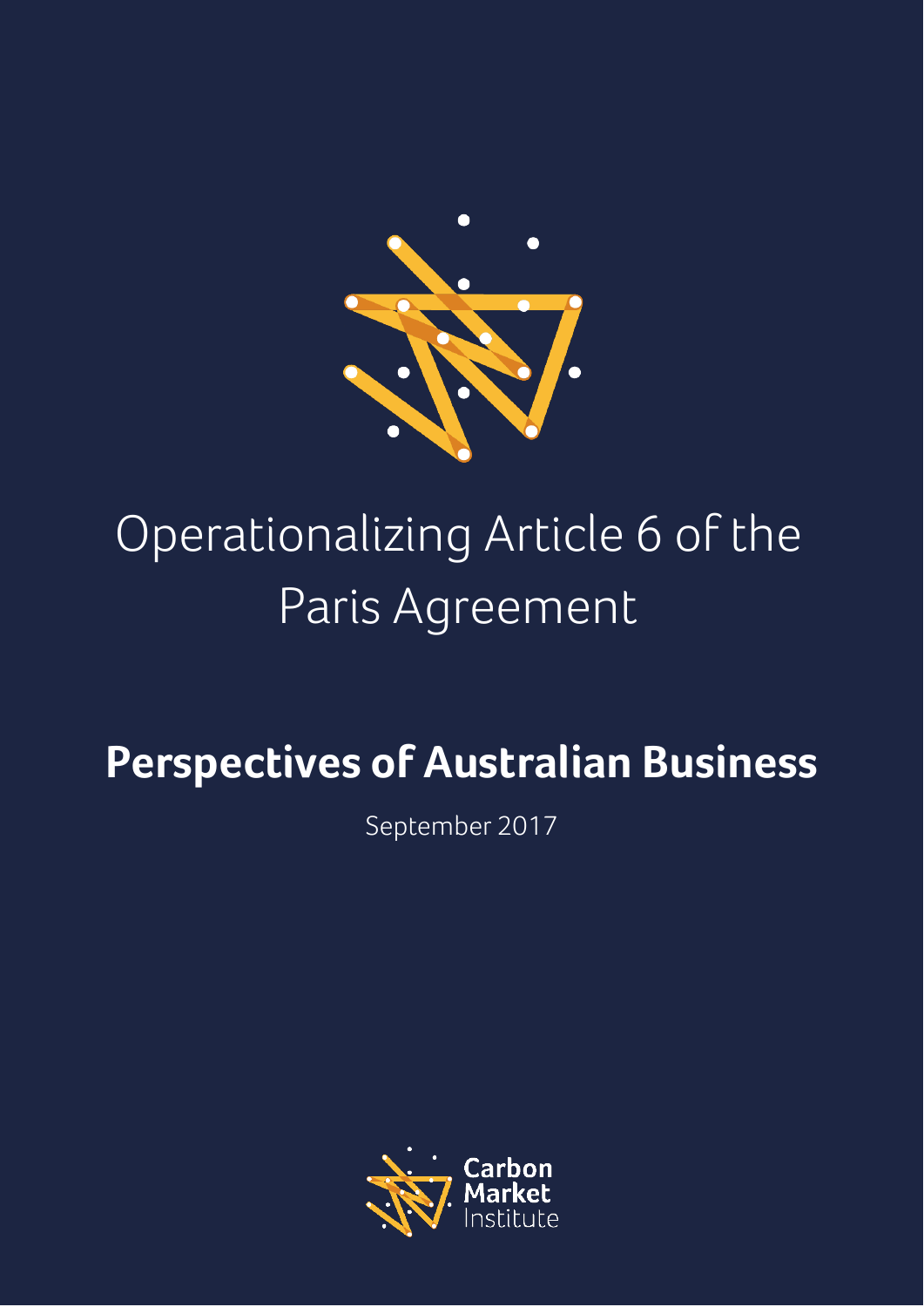# Operationalizing Article 6 of the Paris Agreement

## Perspectives of Australian Business

September 2017

Carbon Market Institute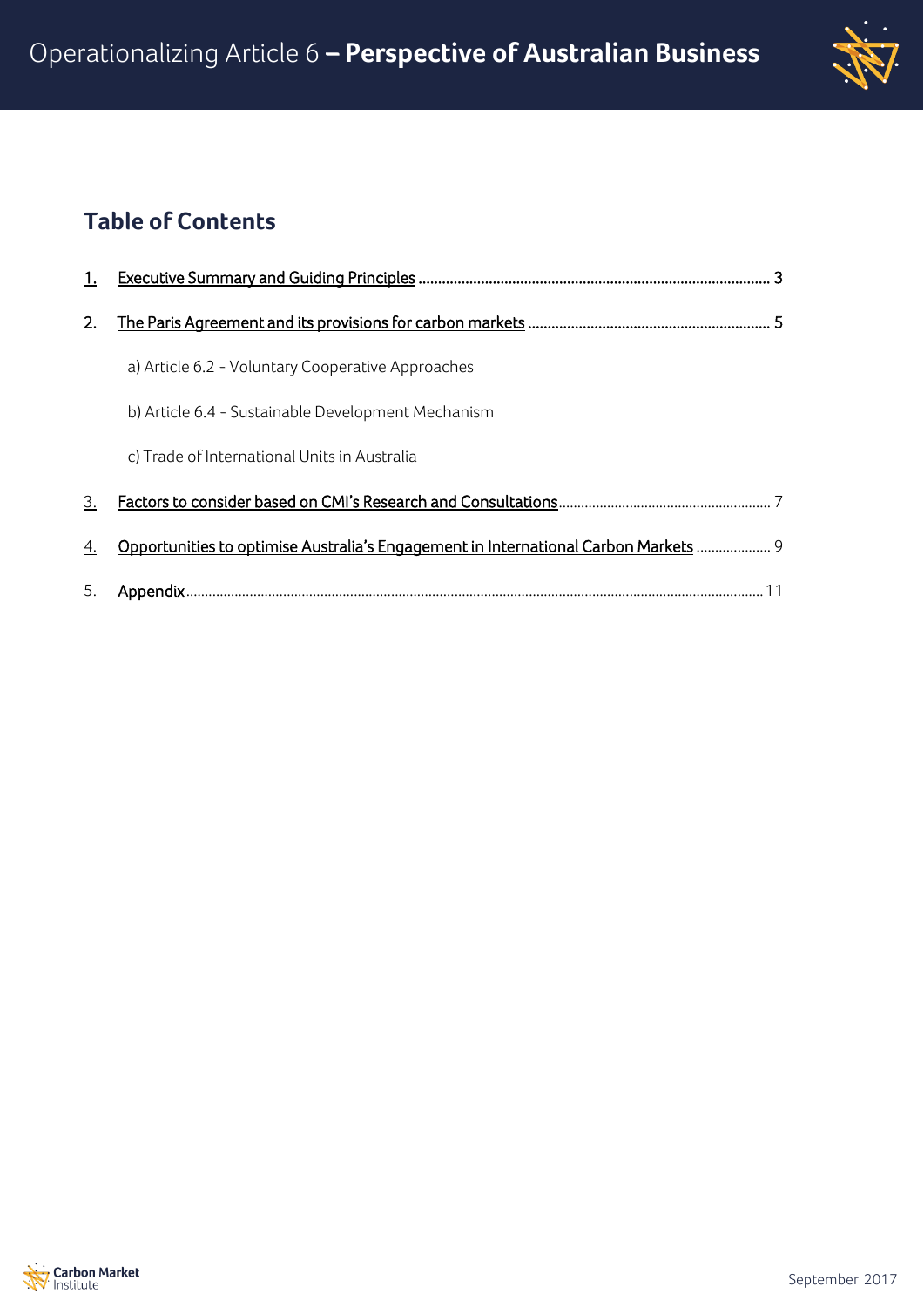## Table of Contents

1. Executive Summary and Guiding Principles ........................................................................................ 3
2. The Paris Agreement and its provisions for carbon markets ............................................................. 5
   a) Article 6.2 - Voluntary Cooperative Approaches
   b) Article 6.4 - Sustainable Development Mechanism
   c) Trade of International Units in Australia
3. Factors to consider based on CMI's Research and Consultations........................................................ 7
4. Opportunities to optimise Australia's Engagement in International Carbon Markets .................... 9
5. Appendix........................................................................................................................................... 11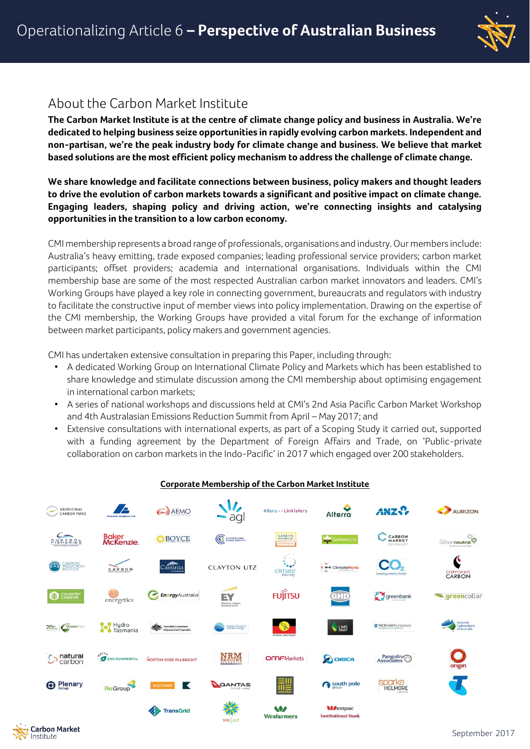## About the Carbon Market Institute

**The Carbon Market Institute is at the centre of climate change policy and business in Australia. We're dedicated to helping business seize opportunities in rapidly evolving carbon markets. Independent and non-partisan, we're the peak industry body for climate change and business. We believe that market based solutions are the most efficient policy mechanism to address the challenge of climate change.**

**We share knowledge and facilitate connections between business, policy makers and thought leaders to drive the evolution of carbon markets towards a significant and positive impact on climate change. Engaging leaders, shaping policy and driving action, we're connecting insights and catalysing opportunities in the transition to a low carbon economy.**

CMI membership represents a broad range of professionals, organisations and industry. Our members include: Australia's heavy emitting, trade exposed companies; leading professional service providers; carbon market participants; offset providers; academia and international organisations. Individuals within the CMI membership base are some of the most respected Australian carbon market innovators and leaders. CMI's Working Groups have played a key role in connecting government, bureaucrats and regulators with industry to facilitate the constructive input of member views into policy implementation. Drawing on the expertise of the CMI membership, the Working Groups have provided a vital forum for the exchange of information between market participants, policy makers and government agencies.

CMI has undertaken extensive consultation in preparing this Paper, including through:

- A dedicated Working Group on International Climate Policy and Markets which has been established to share knowledge and stimulate discussion among the CMI membership about optimising engagement in international carbon markets;
- A series of national workshops and discussions held at CMI's 2nd Asia Pacific Carbon Market Workshop and 4th Australasian Emissions Reduction Summit from April – May 2017; and
- Extensive consultations with international experts, as part of a Scoping Study it carried out, supported with a funding agreement by the Department of Foreign Affairs and Trade, on 'Public-private collaboration on carbon markets in the Indo-Pacific' in 2017 which engaged over 200 stakeholders.

**Corporate Membership of the Carbon Market Institute**

Aboriginal Carbon Fund, Adelaide Brighton Ltd, AEMO, agl, Allens > < Linklaters, Alterra, ANZ, Aurizon, Australian Fisheries, Baker McKenzie, Boyce, Carbon & Clean Energy Solutions, Carbon Farmers of Australia, CarbonLink, Carbon Market Advisory, carbonneutral, Carbon Reduction Institute, Carbon Risk Management, Cassinia, Clayton Utz, climate friendly, ClimateWorks Australia, CO2 Australia, Corporate Carbon, Country Carbon, energetics, EnergyAustralia, EY, Fujitsu, GHD, greenbank, greencollar, 20th Century Greenfleet, Hydro Tasmania, Indigenous Land Corporation, Investor Group on Climate Change, Northern Land Council, LMS Energy, Monash University, National Carbon Bank of Australia, natural carbon, Envirotech Environmental, Norton Rose Fulbright, NRM Regions Australia, OMFMarkets, Orica, Pangolin Associates, origin, Plenary Group, ReGroup, Rightship, K, Qantas, Southpac, south pole group, Sparke Helmore Lawyers, Telstra, TransGrid, we | act, Wesfarmers, Westpac Institutional Bank

September 2017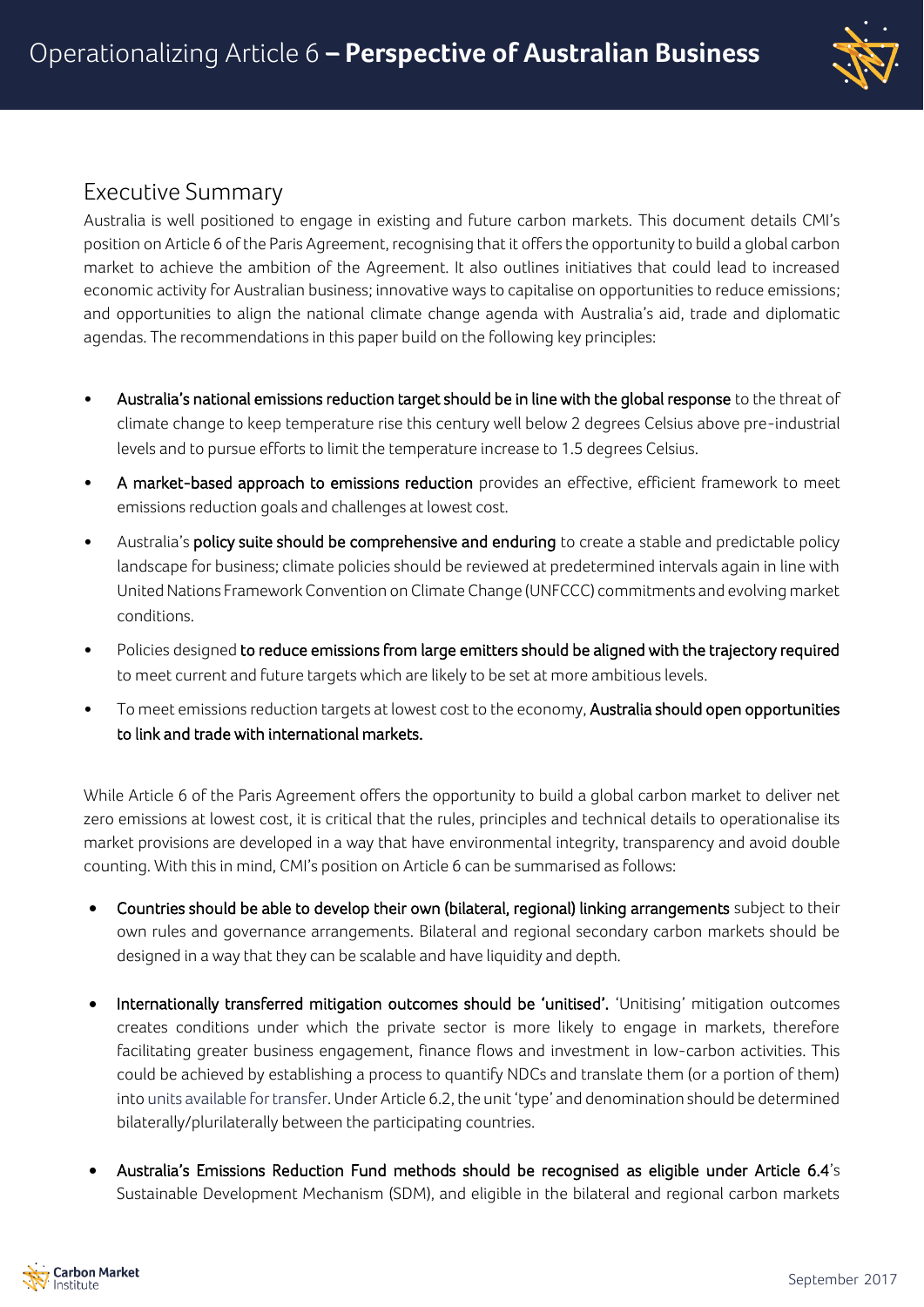## Executive Summary

Australia is well positioned to engage in existing and future carbon markets. This document details CMI's position on Article 6 of the Paris Agreement, recognising that it offers the opportunity to build a global carbon market to achieve the ambition of the Agreement. It also outlines initiatives that could lead to increased economic activity for Australian business; innovative ways to capitalise on opportunities to reduce emissions; and opportunities to align the national climate change agenda with Australia's aid, trade and diplomatic agendas. The recommendations in this paper build on the following key principles:

- **Australia's national emissions reduction target should be in line with the global response** to the threat of climate change to keep temperature rise this century well below 2 degrees Celsius above pre-industrial levels and to pursue efforts to limit the temperature increase to 1.5 degrees Celsius.
- **A market-based approach to emissions reduction** provides an effective, efficient framework to meet emissions reduction goals and challenges at lowest cost.
- Australia's **policy suite should be comprehensive and enduring** to create a stable and predictable policy landscape for business; climate policies should be reviewed at predetermined intervals again in line with United Nations Framework Convention on Climate Change (UNFCCC) commitments and evolving market conditions.
- Policies designed **to reduce emissions from large emitters should be aligned with the trajectory required** to meet current and future targets which are likely to be set at more ambitious levels.
- To meet emissions reduction targets at lowest cost to the economy, **Australia should open opportunities to link and trade with international markets.**

While Article 6 of the Paris Agreement offers the opportunity to build a global carbon market to deliver net zero emissions at lowest cost, it is critical that the rules, principles and technical details to operationalise its market provisions are developed in a way that have environmental integrity, transparency and avoid double counting. With this in mind, CMI's position on Article 6 can be summarised as follows:

- **Countries should be able to develop their own (bilateral, regional) linking arrangements** subject to their own rules and governance arrangements. Bilateral and regional secondary carbon markets should be designed in a way that they can be scalable and have liquidity and depth.
- **Internationally transferred mitigation outcomes should be 'unitised'.** 'Unitising' mitigation outcomes creates conditions under which the private sector is more likely to engage in markets, therefore facilitating greater business engagement, finance flows and investment in low-carbon activities. This could be achieved by establishing a process to quantify NDCs and translate them (or a portion of them) into units available for transfer. Under Article 6.2, the unit 'type' and denomination should be determined bilaterally/plurilaterally between the participating countries.
- **Australia's Emissions Reduction Fund methods should be recognised as eligible under Article 6.4**'s Sustainable Development Mechanism (SDM), and eligible in the bilateral and regional carbon markets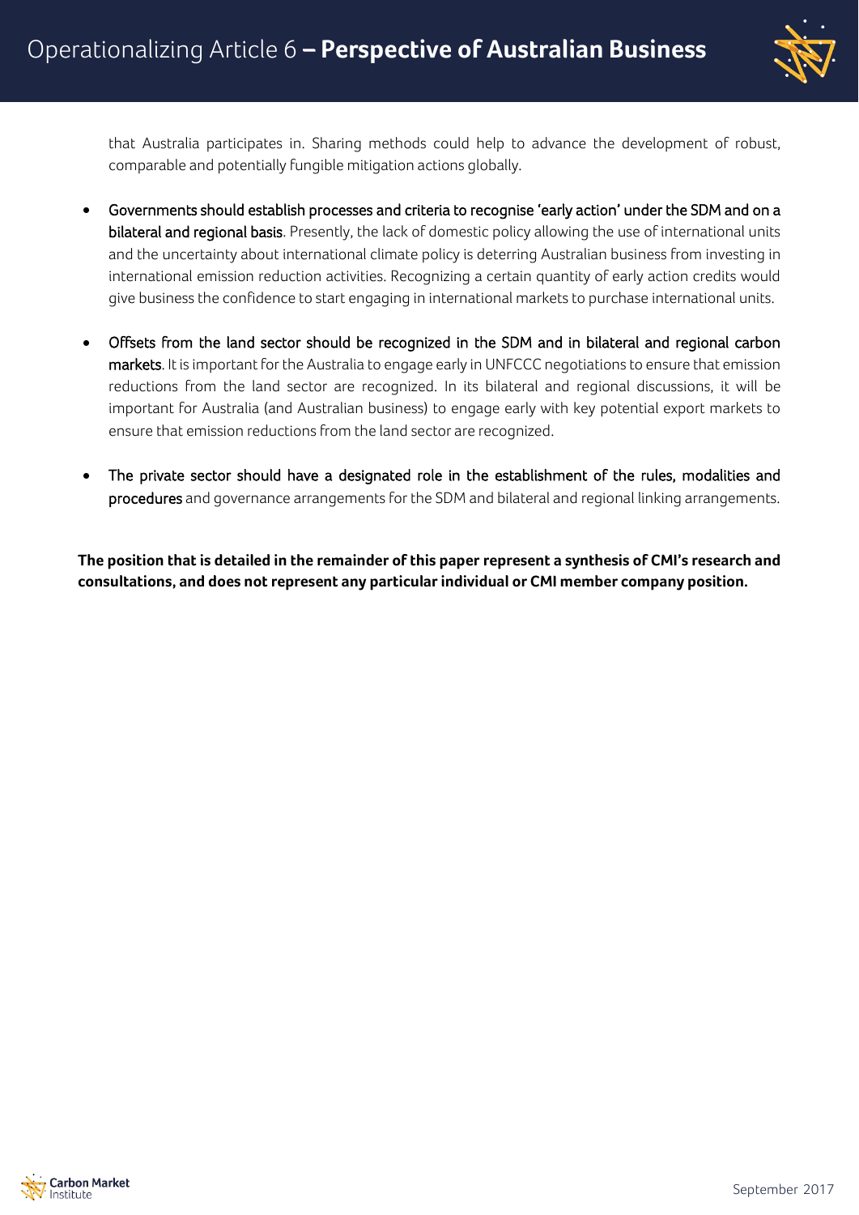that Australia participates in. Sharing methods could help to advance the development of robust, comparable and potentially fungible mitigation actions globally.

- Governments should establish processes and criteria to recognise 'early action' under the SDM and on a bilateral and regional basis. Presently, the lack of domestic policy allowing the use of international units and the uncertainty about international climate policy is deterring Australian business from investing in international emission reduction activities. Recognizing a certain quantity of early action credits would give business the confidence to start engaging in international markets to purchase international units.

- Offsets from the land sector should be recognized in the SDM and in bilateral and regional carbon markets. It is important for the Australia to engage early in UNFCCC negotiations to ensure that emission reductions from the land sector are recognized. In its bilateral and regional discussions, it will be important for Australia (and Australian business) to engage early with key potential export markets to ensure that emission reductions from the land sector are recognized.

- The private sector should have a designated role in the establishment of the rules, modalities and procedures and governance arrangements for the SDM and bilateral and regional linking arrangements.

**The position that is detailed in the remainder of this paper represent a synthesis of CMI's research and consultations, and does not represent any particular individual or CMI member company position.**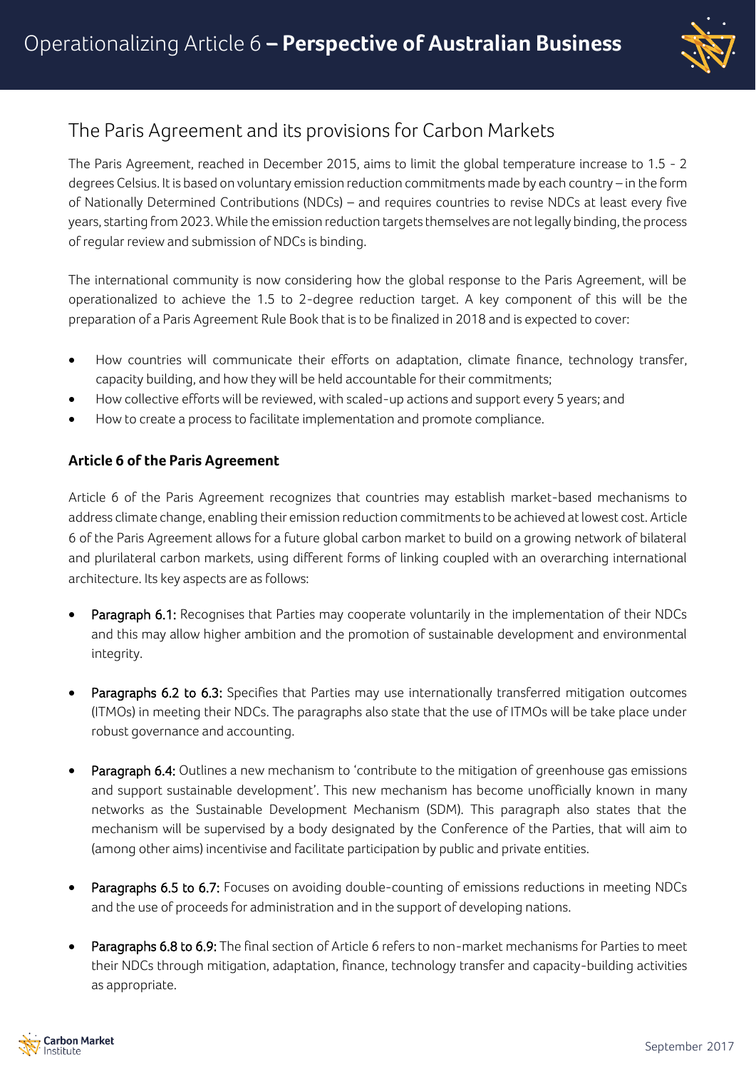## The Paris Agreement and its provisions for Carbon Markets

The Paris Agreement, reached in December 2015, aims to limit the global temperature increase to 1.5 - 2 degrees Celsius. It is based on voluntary emission reduction commitments made by each country – in the form of Nationally Determined Contributions (NDCs) – and requires countries to revise NDCs at least every five years, starting from 2023. While the emission reduction targets themselves are not legally binding, the process of regular review and submission of NDCs is binding.

The international community is now considering how the global response to the Paris Agreement, will be operationalized to achieve the 1.5 to 2-degree reduction target. A key component of this will be the preparation of a Paris Agreement Rule Book that is to be finalized in 2018 and is expected to cover:

- How countries will communicate their efforts on adaptation, climate finance, technology transfer, capacity building, and how they will be held accountable for their commitments;
- How collective efforts will be reviewed, with scaled-up actions and support every 5 years; and
- How to create a process to facilitate implementation and promote compliance.

### Article 6 of the Paris Agreement

Article 6 of the Paris Agreement recognizes that countries may establish market-based mechanisms to address climate change, enabling their emission reduction commitments to be achieved at lowest cost. Article 6 of the Paris Agreement allows for a future global carbon market to build on a growing network of bilateral and plurilateral carbon markets, using different forms of linking coupled with an overarching international architecture. Its key aspects are as follows:

- Paragraph 6.1: Recognises that Parties may cooperate voluntarily in the implementation of their NDCs and this may allow higher ambition and the promotion of sustainable development and environmental integrity.

- Paragraphs 6.2 to 6.3: Specifies that Parties may use internationally transferred mitigation outcomes (ITMOs) in meeting their NDCs. The paragraphs also state that the use of ITMOs will be take place under robust governance and accounting.

- Paragraph 6.4: Outlines a new mechanism to 'contribute to the mitigation of greenhouse gas emissions and support sustainable development'. This new mechanism has become unofficially known in many networks as the Sustainable Development Mechanism (SDM). This paragraph also states that the mechanism will be supervised by a body designated by the Conference of the Parties, that will aim to (among other aims) incentivise and facilitate participation by public and private entities.

- Paragraphs 6.5 to 6.7: Focuses on avoiding double-counting of emissions reductions in meeting NDCs and the use of proceeds for administration and in the support of developing nations.

- Paragraphs 6.8 to 6.9: The final section of Article 6 refers to non-market mechanisms for Parties to meet their NDCs through mitigation, adaptation, finance, technology transfer and capacity-building activities as appropriate.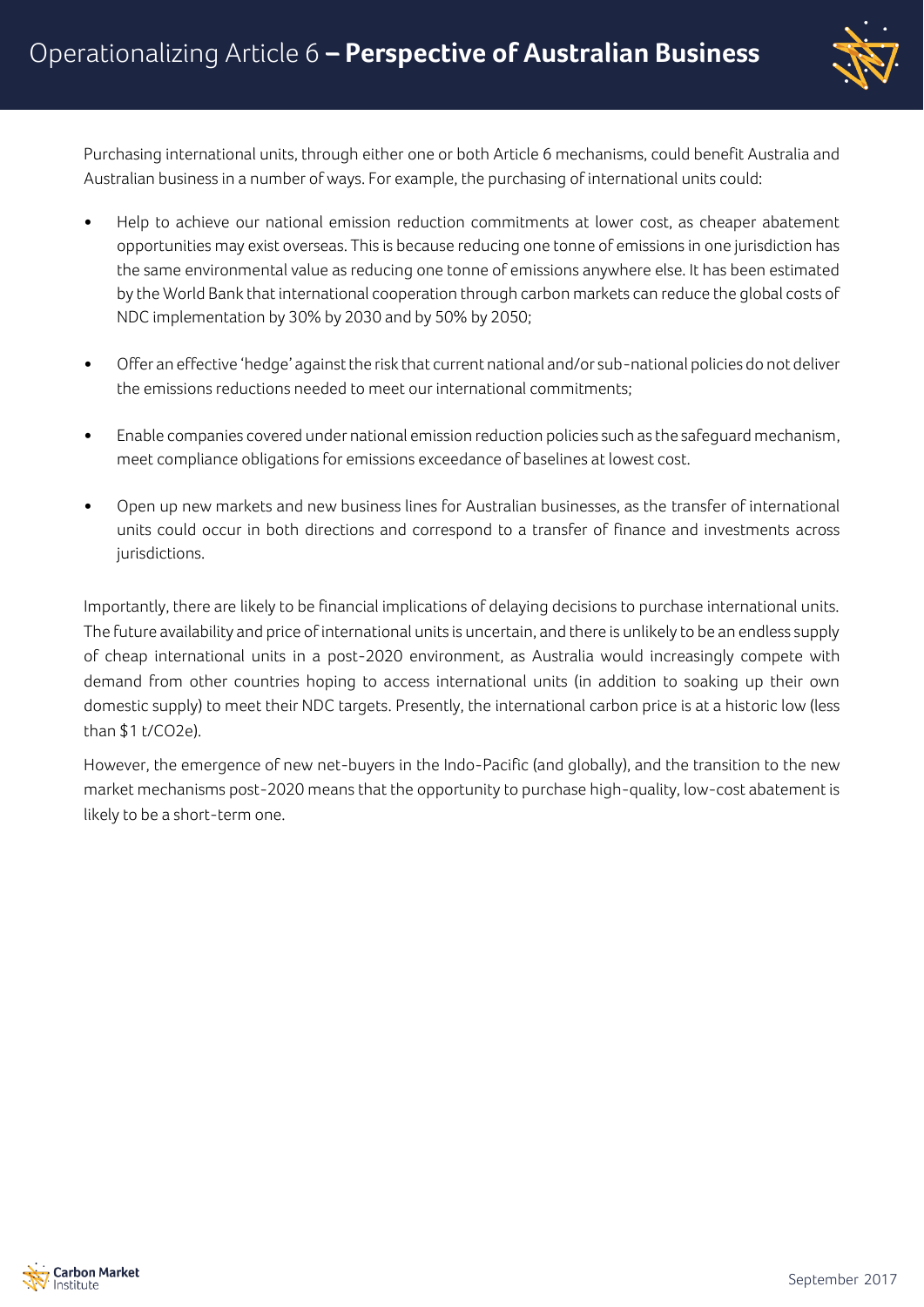Purchasing international units, through either one or both Article 6 mechanisms, could benefit Australia and Australian business in a number of ways. For example, the purchasing of international units could:

- Help to achieve our national emission reduction commitments at lower cost, as cheaper abatement opportunities may exist overseas. This is because reducing one tonne of emissions in one jurisdiction has the same environmental value as reducing one tonne of emissions anywhere else. It has been estimated by the World Bank that international cooperation through carbon markets can reduce the global costs of NDC implementation by 30% by 2030 and by 50% by 2050;

- Offer an effective 'hedge' against the risk that current national and/or sub-national policies do not deliver the emissions reductions needed to meet our international commitments;

- Enable companies covered under national emission reduction policies such as the safeguard mechanism, meet compliance obligations for emissions exceedance of baselines at lowest cost.

- Open up new markets and new business lines for Australian businesses, as the transfer of international units could occur in both directions and correspond to a transfer of finance and investments across jurisdictions.

Importantly, there are likely to be financial implications of delaying decisions to purchase international units. The future availability and price of international units is uncertain, and there is unlikely to be an endless supply of cheap international units in a post-2020 environment, as Australia would increasingly compete with demand from other countries hoping to access international units (in addition to soaking up their own domestic supply) to meet their NDC targets. Presently, the international carbon price is at a historic low (less than \$1 t/$CO_2$e).

However, the emergence of new net-buyers in the Indo-Pacific (and globally), and the transition to the new market mechanisms post-2020 means that the opportunity to purchase high-quality, low-cost abatement is likely to be a short-term one.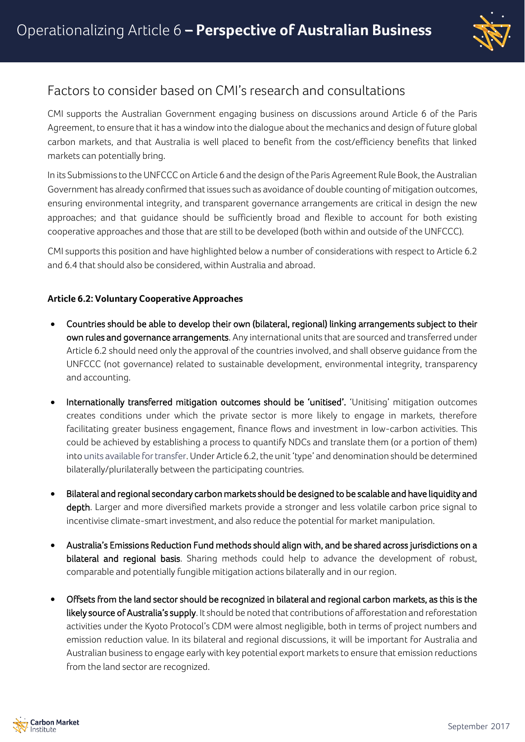## Factors to consider based on CMI's research and consultations

CMI supports the Australian Government engaging business on discussions around Article 6 of the Paris Agreement, to ensure that it has a window into the dialogue about the mechanics and design of future global carbon markets, and that Australia is well placed to benefit from the cost/efficiency benefits that linked markets can potentially bring.

In its Submissions to the UNFCCC on Article 6 and the design of the Paris Agreement Rule Book, the Australian Government has already confirmed that issues such as avoidance of double counting of mitigation outcomes, ensuring environmental integrity, and transparent governance arrangements are critical in design the new approaches; and that guidance should be sufficiently broad and flexible to account for both existing cooperative approaches and those that are still to be developed (both within and outside of the UNFCCC).

CMI supports this position and have highlighted below a number of considerations with respect to Article 6.2 and 6.4 that should also be considered, within Australia and abroad.

**Article 6.2: Voluntary Cooperative Approaches**

- Countries should be able to develop their own (bilateral, regional) linking arrangements subject to their own rules and governance arrangements. Any international units that are sourced and transferred under Article 6.2 should need only the approval of the countries involved, and shall observe guidance from the UNFCCC (not governance) related to sustainable development, environmental integrity, transparency and accounting.

- Internationally transferred mitigation outcomes should be 'unitised'. 'Unitising' mitigation outcomes creates conditions under which the private sector is more likely to engage in markets, therefore facilitating greater business engagement, finance flows and investment in low-carbon activities. This could be achieved by establishing a process to quantify NDCs and translate them (or a portion of them) into units available for transfer. Under Article 6.2, the unit 'type' and denomination should be determined bilaterally/plurilaterally between the participating countries.

- Bilateral and regional secondary carbon markets should be designed to be scalable and have liquidity and depth. Larger and more diversified markets provide a stronger and less volatile carbon price signal to incentivise climate-smart investment, and also reduce the potential for market manipulation.

- Australia's Emissions Reduction Fund methods should align with, and be shared across jurisdictions on a bilateral and regional basis. Sharing methods could help to advance the development of robust, comparable and potentially fungible mitigation actions bilaterally and in our region.

- Offsets from the land sector should be recognized in bilateral and regional carbon markets, as this is the likely source of Australia's supply. It should be noted that contributions of afforestation and reforestation activities under the Kyoto Protocol's CDM were almost negligible, both in terms of project numbers and emission reduction value. In its bilateral and regional discussions, it will be important for Australia and Australian business to engage early with key potential export markets to ensure that emission reductions from the land sector are recognized.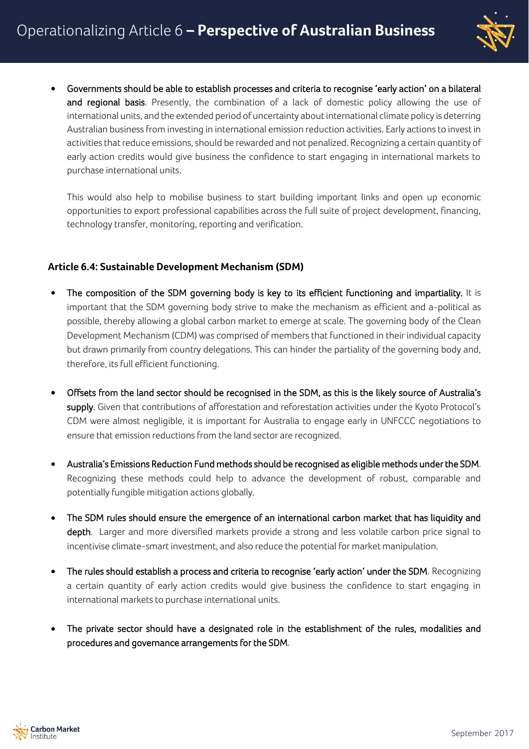- Governments should be able to establish processes and criteria to recognise 'early action' on a bilateral and regional basis. Presently, the combination of a lack of domestic policy allowing the use of international units, and the extended period of uncertainty about international climate policy is deterring Australian business from investing in international emission reduction activities. Early actions to invest in activities that reduce emissions, should be rewarded and not penalized. Recognizing a certain quantity of early action credits would give business the confidence to start engaging in international markets to purchase international units.

  This would also help to mobilise business to start building important links and open up economic opportunities to export professional capabilities across the full suite of project development, financing, technology transfer, monitoring, reporting and verification.

### Article 6.4: Sustainable Development Mechanism (SDM)

- The composition of the SDM governing body is key to its efficient functioning and impartiality. It is important that the SDM governing body strive to make the mechanism as efficient and a-political as possible, thereby allowing a global carbon market to emerge at scale. The governing body of the Clean Development Mechanism (CDM) was comprised of members that functioned in their individual capacity but drawn primarily from country delegations. This can hinder the partiality of the governing body and, therefore, its full efficient functioning.

- Offsets from the land sector should be recognised in the SDM, as this is the likely source of Australia's supply. Given that contributions of afforestation and reforestation activities under the Kyoto Protocol's CDM were almost negligible, it is important for Australia to engage early in UNFCCC negotiations to ensure that emission reductions from the land sector are recognized.

- Australia's Emissions Reduction Fund methods should be recognised as eligible methods under the SDM. Recognizing these methods could help to advance the development of robust, comparable and potentially fungible mitigation actions globally.

- The SDM rules should ensure the emergence of an international carbon market that has liquidity and depth. Larger and more diversified markets provide a strong and less volatile carbon price signal to incentivise climate-smart investment, and also reduce the potential for market manipulation.

- The rules should establish a process and criteria to recognise 'early action' under the SDM. Recognizing a certain quantity of early action credits would give business the confidence to start engaging in international markets to purchase international units.

- The private sector should have a designated role in the establishment of the rules, modalities and procedures and governance arrangements for the SDM.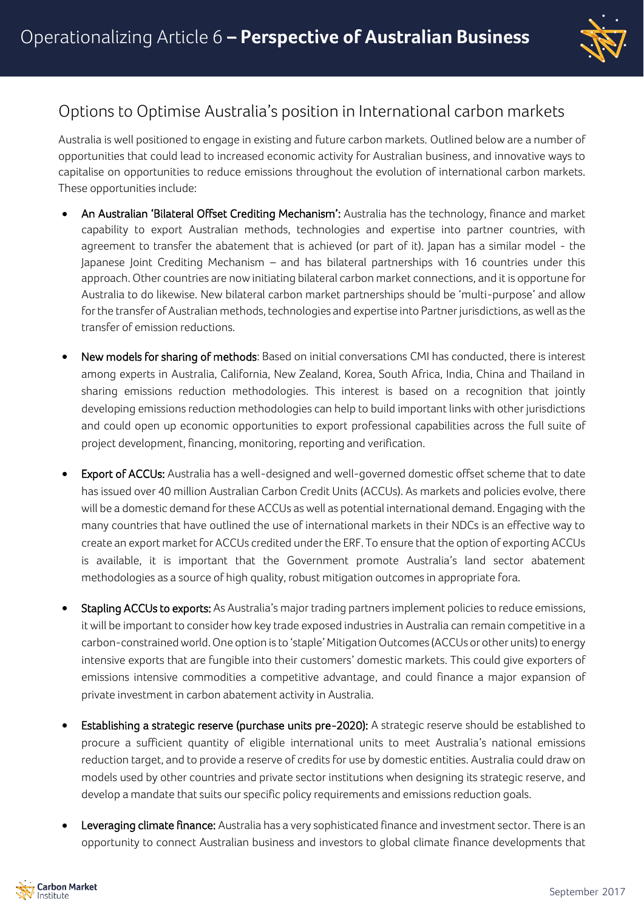## Options to Optimise Australia's position in International carbon markets

Australia is well positioned to engage in existing and future carbon markets. Outlined below are a number of opportunities that could lead to increased economic activity for Australian business, and innovative ways to capitalise on opportunities to reduce emissions throughout the evolution of international carbon markets. These opportunities include:

- An Australian 'Bilateral Offset Crediting Mechanism': Australia has the technology, finance and market capability to export Australian methods, technologies and expertise into partner countries, with agreement to transfer the abatement that is achieved (or part of it). Japan has a similar model - the Japanese Joint Crediting Mechanism – and has bilateral partnerships with 16 countries under this approach. Other countries are now initiating bilateral carbon market connections, and it is opportune for Australia to do likewise. New bilateral carbon market partnerships should be 'multi-purpose' and allow for the transfer of Australian methods, technologies and expertise into Partner jurisdictions, as well as the transfer of emission reductions.

- New models for sharing of methods: Based on initial conversations CMI has conducted, there is interest among experts in Australia, California, New Zealand, Korea, South Africa, India, China and Thailand in sharing emissions reduction methodologies. This interest is based on a recognition that jointly developing emissions reduction methodologies can help to build important links with other jurisdictions and could open up economic opportunities to export professional capabilities across the full suite of project development, financing, monitoring, reporting and verification.

- Export of ACCUs: Australia has a well-designed and well-governed domestic offset scheme that to date has issued over 40 million Australian Carbon Credit Units (ACCUs). As markets and policies evolve, there will be a domestic demand for these ACCUs as well as potential international demand. Engaging with the many countries that have outlined the use of international markets in their NDCs is an effective way to create an export market for ACCUs credited under the ERF. To ensure that the option of exporting ACCUs is available, it is important that the Government promote Australia's land sector abatement methodologies as a source of high quality, robust mitigation outcomes in appropriate fora.

- Stapling ACCUs to exports: As Australia's major trading partners implement policies to reduce emissions, it will be important to consider how key trade exposed industries in Australia can remain competitive in a carbon-constrained world. One option is to 'staple' Mitigation Outcomes (ACCUs or other units) to energy intensive exports that are fungible into their customers' domestic markets. This could give exporters of emissions intensive commodities a competitive advantage, and could finance a major expansion of private investment in carbon abatement activity in Australia.

- Establishing a strategic reserve (purchase units pre-2020): A strategic reserve should be established to procure a sufficient quantity of eligible international units to meet Australia's national emissions reduction target, and to provide a reserve of credits for use by domestic entities. Australia could draw on models used by other countries and private sector institutions when designing its strategic reserve, and develop a mandate that suits our specific policy requirements and emissions reduction goals.

- Leveraging climate finance: Australia has a very sophisticated finance and investment sector. There is an opportunity to connect Australian business and investors to global climate finance developments that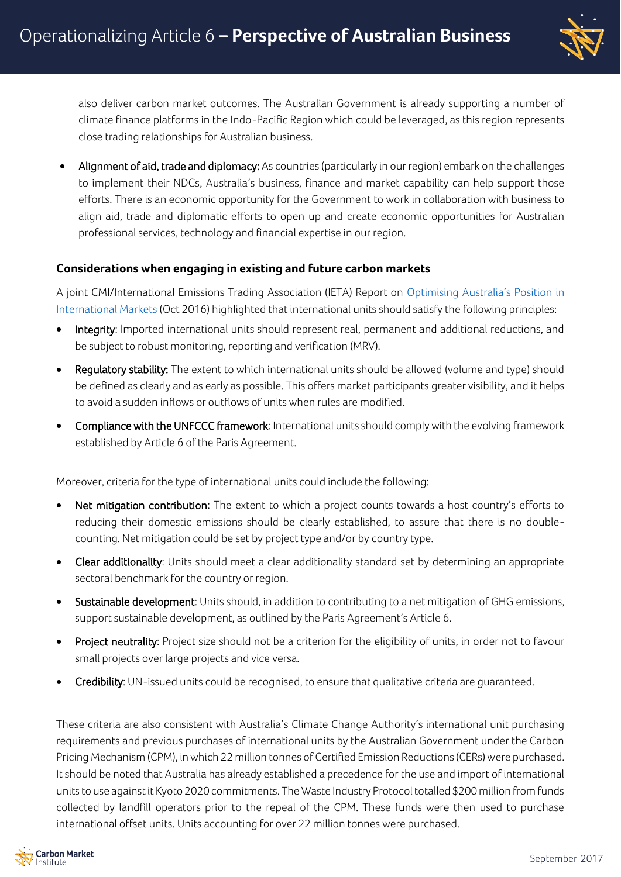also deliver carbon market outcomes. The Australian Government is already supporting a number of climate finance platforms in the Indo-Pacific Region which could be leveraged, as this region represents close trading relationships for Australian business.

- Alignment of aid, trade and diplomacy: As countries (particularly in our region) embark on the challenges to implement their NDCs, Australia's business, finance and market capability can help support those efforts. There is an economic opportunity for the Government to work in collaboration with business to align aid, trade and diplomatic efforts to open up and create economic opportunities for Australian professional services, technology and financial expertise in our region.

### Considerations when engaging in existing and future carbon markets

A joint CMI/International Emissions Trading Association (IETA) Report on [Optimising Australia's Position in International Markets]() (Oct 2016) highlighted that international units should satisfy the following principles:

- Integrity: Imported international units should represent real, permanent and additional reductions, and be subject to robust monitoring, reporting and verification (MRV).
- Regulatory stability: The extent to which international units should be allowed (volume and type) should be defined as clearly and as early as possible. This offers market participants greater visibility, and it helps to avoid a sudden inflows or outflows of units when rules are modified.
- Compliance with the UNFCCC framework: International units should comply with the evolving framework established by Article 6 of the Paris Agreement.

Moreover, criteria for the type of international units could include the following:

- Net mitigation contribution: The extent to which a project counts towards a host country's efforts to reducing their domestic emissions should be clearly established, to assure that there is no double-counting. Net mitigation could be set by project type and/or by country type.
- Clear additionality: Units should meet a clear additionality standard set by determining an appropriate sectoral benchmark for the country or region.
- Sustainable development: Units should, in addition to contributing to a net mitigation of GHG emissions, support sustainable development, as outlined by the Paris Agreement's Article 6.
- Project neutrality: Project size should not be a criterion for the eligibility of units, in order not to favour small projects over large projects and vice versa.
- Credibility: UN-issued units could be recognised, to ensure that qualitative criteria are guaranteed.

These criteria are also consistent with Australia's Climate Change Authority's international unit purchasing requirements and previous purchases of international units by the Australian Government under the Carbon Pricing Mechanism (CPM), in which 22 million tonnes of Certified Emission Reductions (CERs) were purchased. It should be noted that Australia has already established a precedence for the use and import of international units to use against it Kyoto 2020 commitments. The Waste Industry Protocol totalled $200 million from funds collected by landfill operators prior to the repeal of the CPM. These funds were then used to purchase international offset units. Units accounting for over 22 million tonnes were purchased.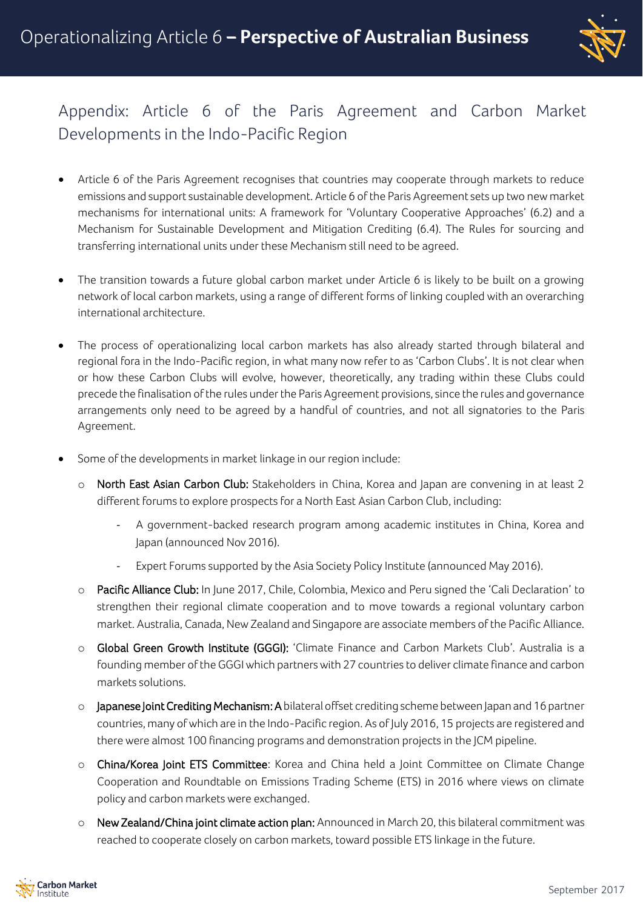## Appendix: Article 6 of the Paris Agreement and Carbon Market Developments in the Indo-Pacific Region

- Article 6 of the Paris Agreement recognises that countries may cooperate through markets to reduce emissions and support sustainable development. Article 6 of the Paris Agreement sets up two new market mechanisms for international units: A framework for 'Voluntary Cooperative Approaches' (6.2) and a Mechanism for Sustainable Development and Mitigation Crediting (6.4). The Rules for sourcing and transferring international units under these Mechanism still need to be agreed.

- The transition towards a future global carbon market under Article 6 is likely to be built on a growing network of local carbon markets, using a range of different forms of linking coupled with an overarching international architecture.

- The process of operationalizing local carbon markets has also already started through bilateral and regional fora in the Indo-Pacific region, in what many now refer to as 'Carbon Clubs'. It is not clear when or how these Carbon Clubs will evolve, however, theoretically, any trading within these Clubs could precede the finalisation of the rules under the Paris Agreement provisions, since the rules and governance arrangements only need to be agreed by a handful of countries, and not all signatories to the Paris Agreement.

- Some of the developments in market linkage in our region include:
  - North East Asian Carbon Club: Stakeholders in China, Korea and Japan are convening in at least 2 different forums to explore prospects for a North East Asian Carbon Club, including:
    - A government-backed research program among academic institutes in China, Korea and Japan (announced Nov 2016).
    - Expert Forums supported by the Asia Society Policy Institute (announced May 2016).
  - Pacific Alliance Club: In June 2017, Chile, Colombia, Mexico and Peru signed the 'Cali Declaration' to strengthen their regional climate cooperation and to move towards a regional voluntary carbon market. Australia, Canada, New Zealand and Singapore are associate members of the Pacific Alliance.
  - Global Green Growth Institute (GGGI): 'Climate Finance and Carbon Markets Club'. Australia is a founding member of the GGGI which partners with 27 countries to deliver climate finance and carbon markets solutions.
  - Japanese Joint Crediting Mechanism: A bilateral offset crediting scheme between Japan and 16 partner countries, many of which are in the Indo-Pacific region. As of July 2016, 15 projects are registered and there were almost 100 financing programs and demonstration projects in the JCM pipeline.
  - China/Korea Joint ETS Committee: Korea and China held a Joint Committee on Climate Change Cooperation and Roundtable on Emissions Trading Scheme (ETS) in 2016 where views on climate policy and carbon markets were exchanged.
  - New Zealand/China joint climate action plan: Announced in March 20, this bilateral commitment was reached to cooperate closely on carbon markets, toward possible ETS linkage in the future.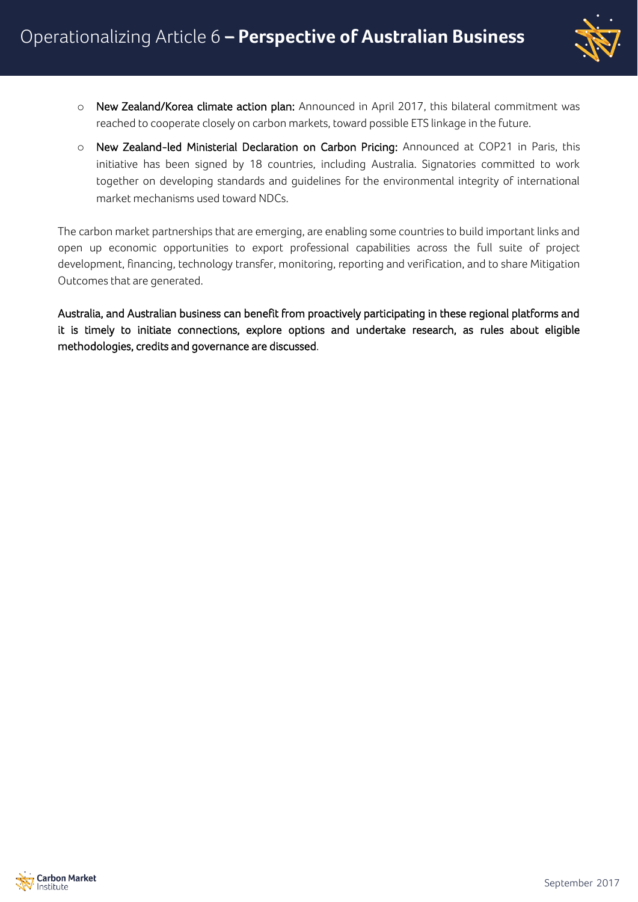- **New Zealand/Korea climate action plan:** Announced in April 2017, this bilateral commitment was reached to cooperate closely on carbon markets, toward possible ETS linkage in the future.
- **New Zealand-led Ministerial Declaration on Carbon Pricing:** Announced at COP21 in Paris, this initiative has been signed by 18 countries, including Australia. Signatories committed to work together on developing standards and guidelines for the environmental integrity of international market mechanisms used toward NDCs.

The carbon market partnerships that are emerging, are enabling some countries to build important links and open up economic opportunities to export professional capabilities across the full suite of project development, financing, technology transfer, monitoring, reporting and verification, and to share Mitigation Outcomes that are generated.

**Australia, and Australian business can benefit from proactively participating in these regional platforms and it is timely to initiate connections, explore options and undertake research, as rules about eligible methodologies, credits and governance are discussed**.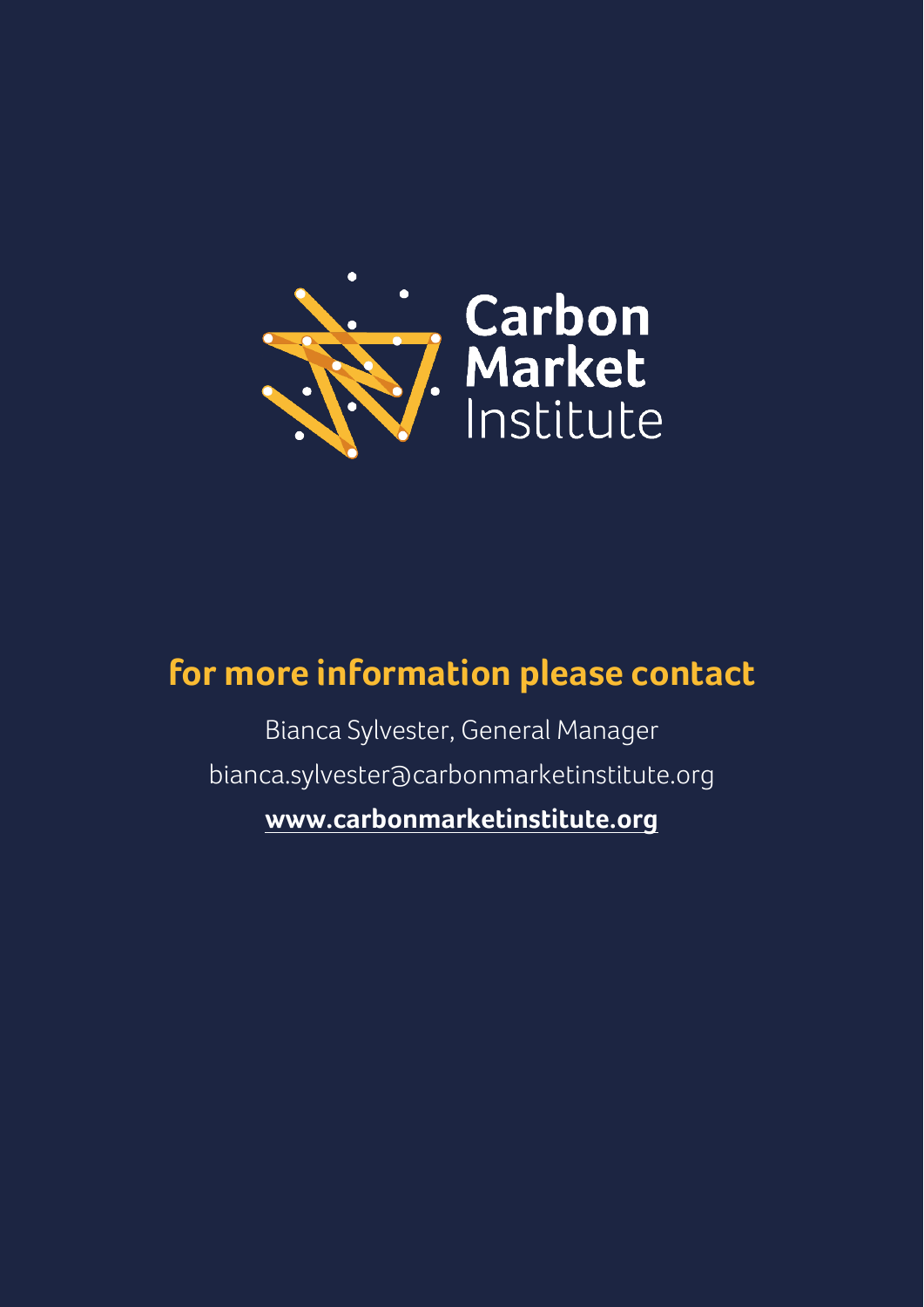Carbon Market Institute

## for more information please contact

Bianca Sylvester, General Manager

bianca.sylvester@carbonmarketinstitute.org

**www.carbonmarketinstitute.org**